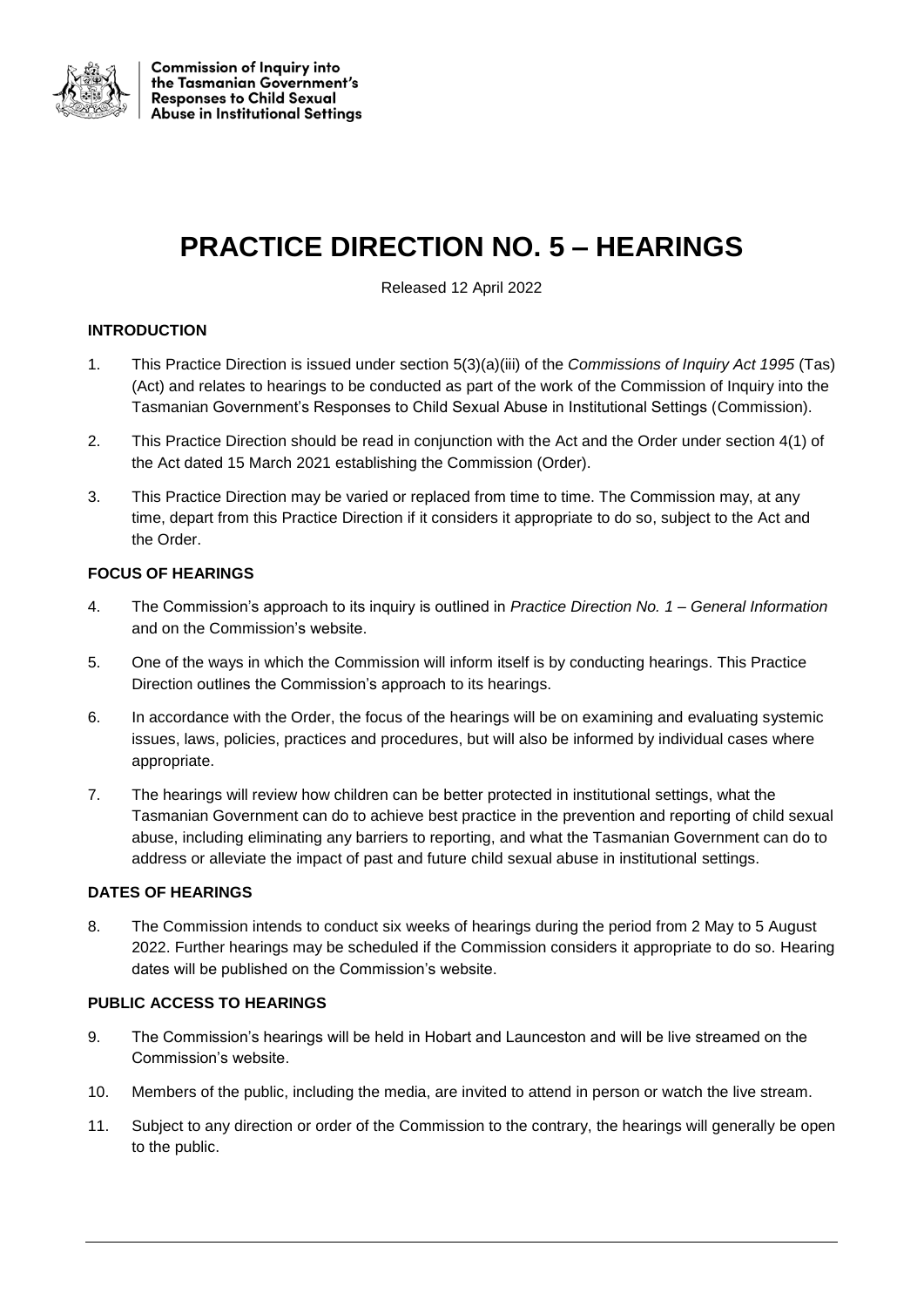Commission of Inquiry into the Tasmanian Government's Responses to Child Sexual Abuse in Institutional Settings

# PRACTICE DIRECTION NO. 5 – HEARINGS

Released 12 April 2022

## INTRODUCTION

1. This Practice Direction is issued under section 5(3)(a)(iii) of the *Commissions of Inquiry Act 1995* (Tas) (Act) and relates to hearings to be conducted as part of the work of the Commission of Inquiry into the Tasmanian Government's Responses to Child Sexual Abuse in Institutional Settings (Commission).
2. This Practice Direction should be read in conjunction with the Act and the Order under section 4(1) of the Act dated 15 March 2021 establishing the Commission (Order).
3. This Practice Direction may be varied or replaced from time to time. The Commission may, at any time, depart from this Practice Direction if it considers it appropriate to do so, subject to the Act and the Order.

## FOCUS OF HEARINGS

4. The Commission's approach to its inquiry is outlined in *Practice Direction No. 1 – General Information* and on the Commission's website.
5. One of the ways in which the Commission will inform itself is by conducting hearings. This Practice Direction outlines the Commission's approach to its hearings.
6. In accordance with the Order, the focus of the hearings will be on examining and evaluating systemic issues, laws, policies, practices and procedures, but will also be informed by individual cases where appropriate.
7. The hearings will review how children can be better protected in institutional settings, what the Tasmanian Government can do to achieve best practice in the prevention and reporting of child sexual abuse, including eliminating any barriers to reporting, and what the Tasmanian Government can do to address or alleviate the impact of past and future child sexual abuse in institutional settings.

## DATES OF HEARINGS

8. The Commission intends to conduct six weeks of hearings during the period from 2 May to 5 August 2022. Further hearings may be scheduled if the Commission considers it appropriate to do so. Hearing dates will be published on the Commission's website.

## PUBLIC ACCESS TO HEARINGS

9. The Commission's hearings will be held in Hobart and Launceston and will be live streamed on the Commission's website.
10. Members of the public, including the media, are invited to attend in person or watch the live stream.
11. Subject to any direction or order of the Commission to the contrary, the hearings will generally be open to the public.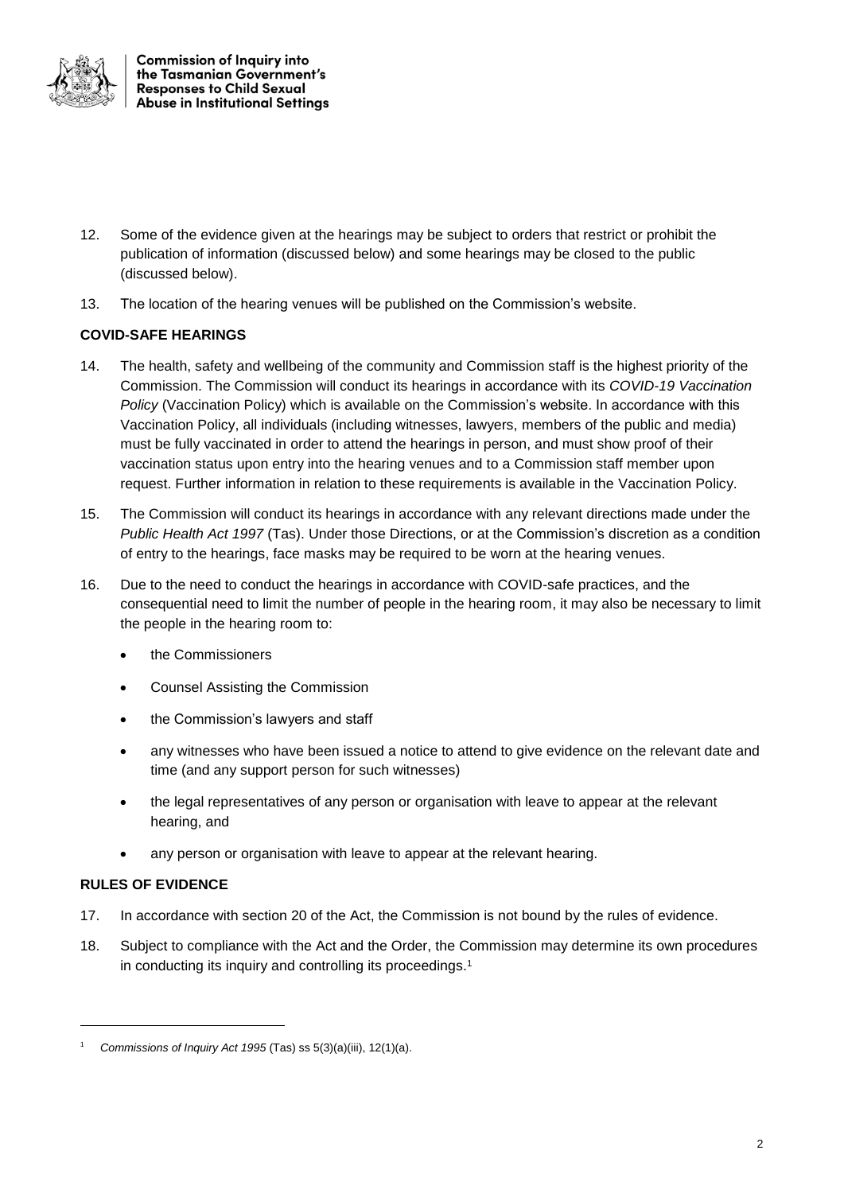12. Some of the evidence given at the hearings may be subject to orders that restrict or prohibit the publication of information (discussed below) and some hearings may be closed to the public (discussed below).

13. The location of the hearing venues will be published on the Commission's website.

**COVID-SAFE HEARINGS**

14. The health, safety and wellbeing of the community and Commission staff is the highest priority of the Commission. The Commission will conduct its hearings in accordance with its *COVID-19 Vaccination Policy* (Vaccination Policy) which is available on the Commission's website. In accordance with this Vaccination Policy, all individuals (including witnesses, lawyers, members of the public and media) must be fully vaccinated in order to attend the hearings in person, and must show proof of their vaccination status upon entry into the hearing venues and to a Commission staff member upon request. Further information in relation to these requirements is available in the Vaccination Policy.

15. The Commission will conduct its hearings in accordance with any relevant directions made under the *Public Health Act 1997* (Tas). Under those Directions, or at the Commission's discretion as a condition of entry to the hearings, face masks may be required to be worn at the hearing venues.

16. Due to the need to conduct the hearings in accordance with COVID-safe practices, and the consequential need to limit the number of people in the hearing room, it may also be necessary to limit the people in the hearing room to:

    - the Commissioners
    - Counsel Assisting the Commission
    - the Commission's lawyers and staff
    - any witnesses who have been issued a notice to attend to give evidence on the relevant date and time (and any support person for such witnesses)
    - the legal representatives of any person or organisation with leave to appear at the relevant hearing, and
    - any person or organisation with leave to appear at the relevant hearing.

**RULES OF EVIDENCE**

17. In accordance with section 20 of the Act, the Commission is not bound by the rules of evidence.

18. Subject to compliance with the Act and the Order, the Commission may determine its own procedures in conducting its inquiry and controlling its proceedings.[1]

---

[1] *Commissions of Inquiry Act 1995* (Tas) ss 5(3)(a)(iii), 12(1)(a).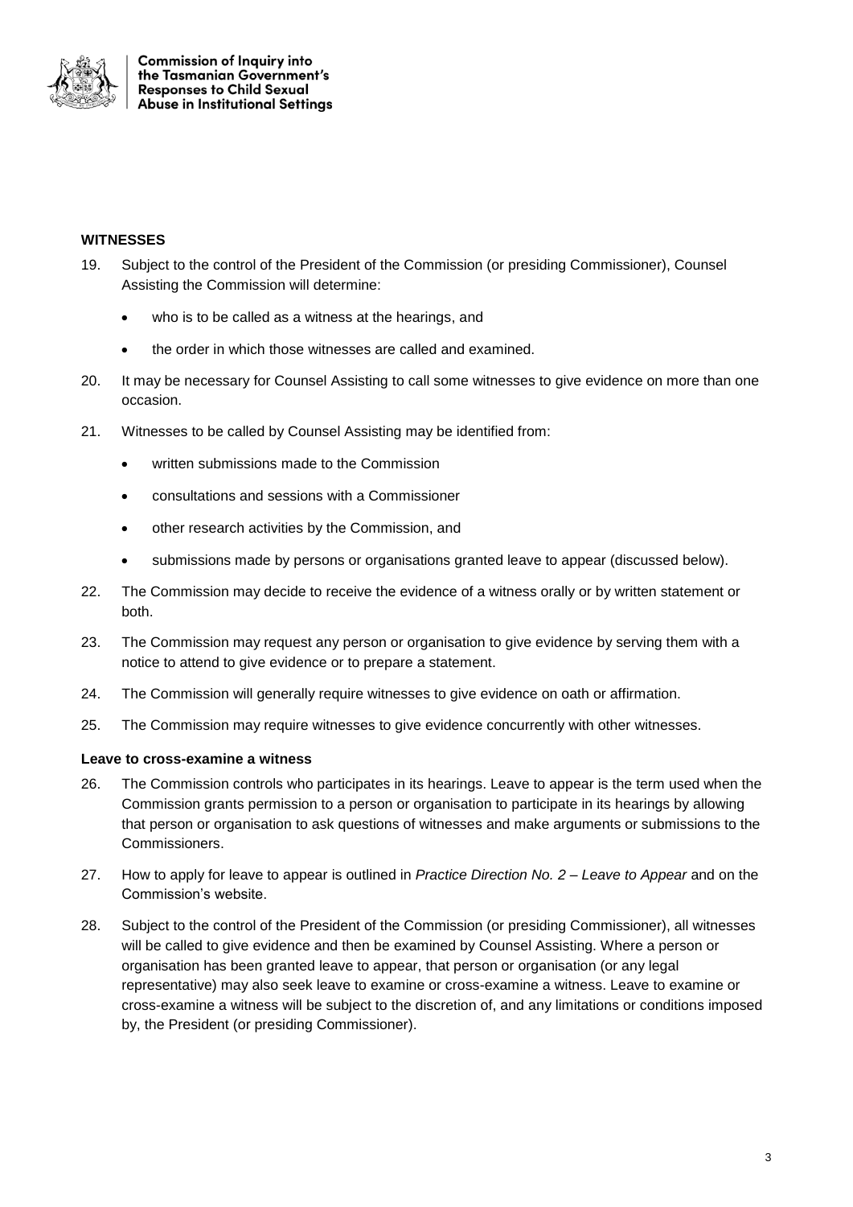## WITNESSES

19. Subject to the control of the President of the Commission (or presiding Commissioner), Counsel Assisting the Commission will determine:

    - who is to be called as a witness at the hearings, and
    - the order in which those witnesses are called and examined.

20. It may be necessary for Counsel Assisting to call some witnesses to give evidence on more than one occasion.

21. Witnesses to be called by Counsel Assisting may be identified from:

    - written submissions made to the Commission
    - consultations and sessions with a Commissioner
    - other research activities by the Commission, and
    - submissions made by persons or organisations granted leave to appear (discussed below).

22. The Commission may decide to receive the evidence of a witness orally or by written statement or both.

23. The Commission may request any person or organisation to give evidence by serving them with a notice to attend to give evidence or to prepare a statement.

24. The Commission will generally require witnesses to give evidence on oath or affirmation.

25. The Commission may require witnesses to give evidence concurrently with other witnesses.

### Leave to cross-examine a witness

26. The Commission controls who participates in its hearings. Leave to appear is the term used when the Commission grants permission to a person or organisation to participate in its hearings by allowing that person or organisation to ask questions of witnesses and make arguments or submissions to the Commissioners.

27. How to apply for leave to appear is outlined in *Practice Direction No. 2 – Leave to Appear* and on the Commission's website.

28. Subject to the control of the President of the Commission (or presiding Commissioner), all witnesses will be called to give evidence and then be examined by Counsel Assisting. Where a person or organisation has been granted leave to appear, that person or organisation (or any legal representative) may also seek leave to examine or cross-examine a witness. Leave to examine or cross-examine a witness will be subject to the discretion of, and any limitations or conditions imposed by, the President (or presiding Commissioner).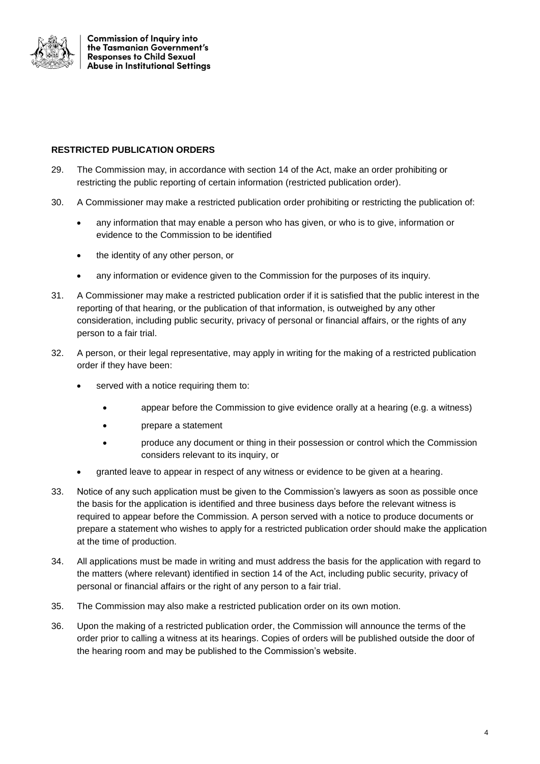**RESTRICTED PUBLICATION ORDERS**

29. The Commission may, in accordance with section 14 of the Act, make an order prohibiting or restricting the public reporting of certain information (restricted publication order).

30. A Commissioner may make a restricted publication order prohibiting or restricting the publication of:

    - any information that may enable a person who has given, or who is to give, information or evidence to the Commission to be identified
    - the identity of any other person, or
    - any information or evidence given to the Commission for the purposes of its inquiry.

31. A Commissioner may make a restricted publication order if it is satisfied that the public interest in the reporting of that hearing, or the publication of that information, is outweighed by any other consideration, including public security, privacy of personal or financial affairs, or the rights of any person to a fair trial.

32. A person, or their legal representative, may apply in writing for the making of a restricted publication order if they have been:

    - served with a notice requiring them to:
        - appear before the Commission to give evidence orally at a hearing (e.g. a witness)
        - prepare a statement
        - produce any document or thing in their possession or control which the Commission considers relevant to its inquiry, or
    - granted leave to appear in respect of any witness or evidence to be given at a hearing.

33. Notice of any such application must be given to the Commission's lawyers as soon as possible once the basis for the application is identified and three business days before the relevant witness is required to appear before the Commission. A person served with a notice to produce documents or prepare a statement who wishes to apply for a restricted publication order should make the application at the time of production.

34. All applications must be made in writing and must address the basis for the application with regard to the matters (where relevant) identified in section 14 of the Act, including public security, privacy of personal or financial affairs or the right of any person to a fair trial.

35. The Commission may also make a restricted publication order on its own motion.

36. Upon the making of a restricted publication order, the Commission will announce the terms of the order prior to calling a witness at its hearings. Copies of orders will be published outside the door of the hearing room and may be published to the Commission's website.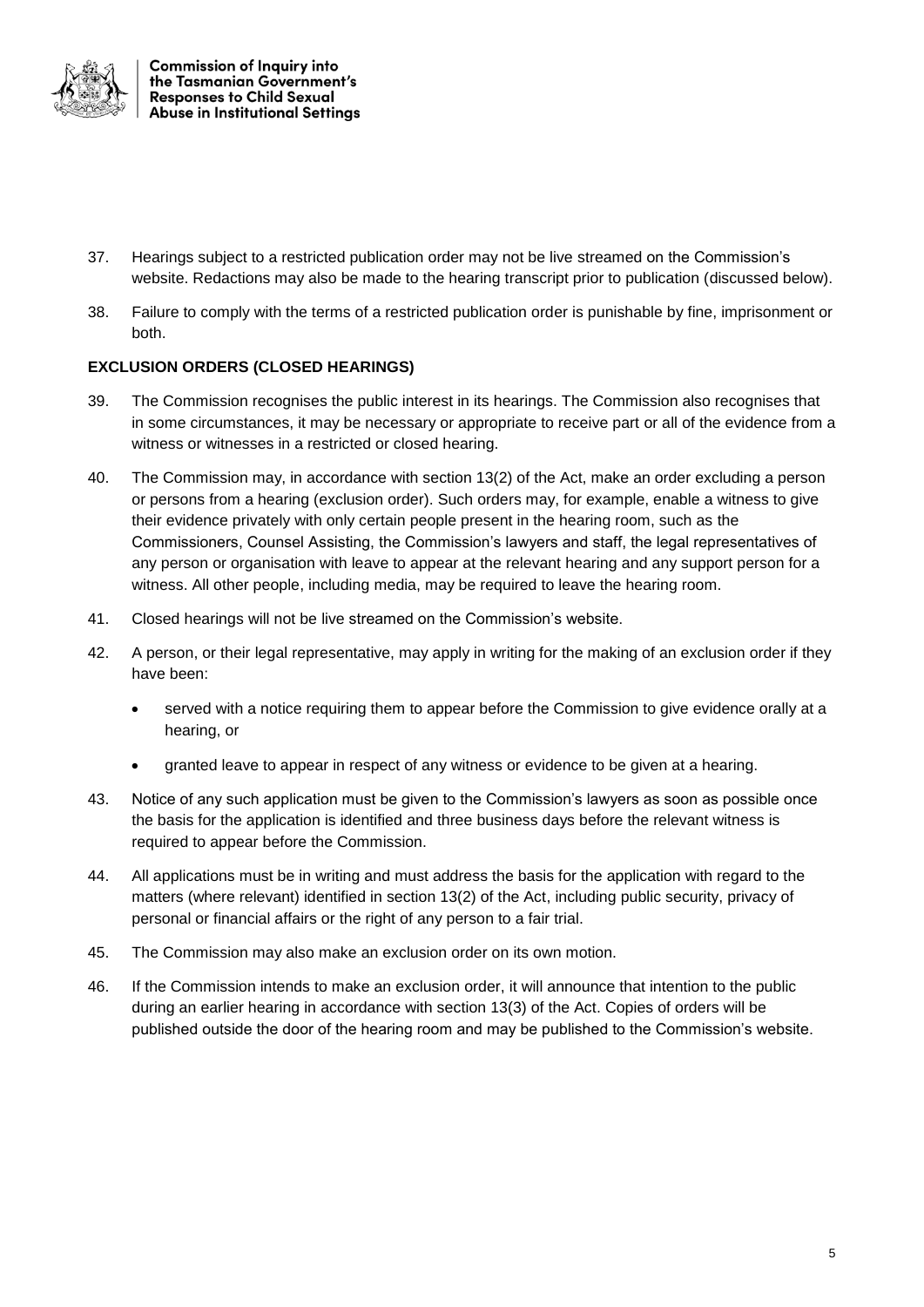37. Hearings subject to a restricted publication order may not be live streamed on the Commission's website. Redactions may also be made to the hearing transcript prior to publication (discussed below).

38. Failure to comply with the terms of a restricted publication order is punishable by fine, imprisonment or both.

**EXCLUSION ORDERS (CLOSED HEARINGS)**

39. The Commission recognises the public interest in its hearings. The Commission also recognises that in some circumstances, it may be necessary or appropriate to receive part or all of the evidence from a witness or witnesses in a restricted or closed hearing.

40. The Commission may, in accordance with section 13(2) of the Act, make an order excluding a person or persons from a hearing (exclusion order). Such orders may, for example, enable a witness to give their evidence privately with only certain people present in the hearing room, such as the Commissioners, Counsel Assisting, the Commission's lawyers and staff, the legal representatives of any person or organisation with leave to appear at the relevant hearing and any support person for a witness. All other people, including media, may be required to leave the hearing room.

41. Closed hearings will not be live streamed on the Commission's website.

42. A person, or their legal representative, may apply in writing for the making of an exclusion order if they have been:

    - served with a notice requiring them to appear before the Commission to give evidence orally at a hearing, or
    - granted leave to appear in respect of any witness or evidence to be given at a hearing.

43. Notice of any such application must be given to the Commission's lawyers as soon as possible once the basis for the application is identified and three business days before the relevant witness is required to appear before the Commission.

44. All applications must be in writing and must address the basis for the application with regard to the matters (where relevant) identified in section 13(2) of the Act, including public security, privacy of personal or financial affairs or the right of any person to a fair trial.

45. The Commission may also make an exclusion order on its own motion.

46. If the Commission intends to make an exclusion order, it will announce that intention to the public during an earlier hearing in accordance with section 13(3) of the Act. Copies of orders will be published outside the door of the hearing room and may be published to the Commission's website.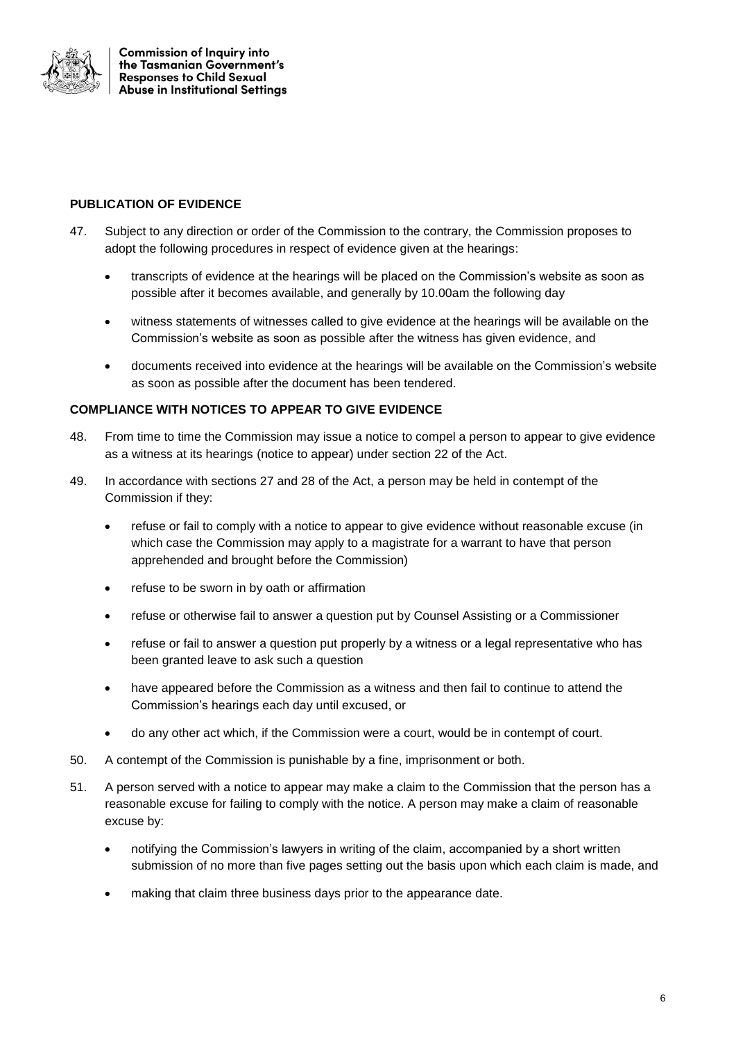**PUBLICATION OF EVIDENCE**

47. Subject to any direction or order of the Commission to the contrary, the Commission proposes to adopt the following procedures in respect of evidence given at the hearings:

    - transcripts of evidence at the hearings will be placed on the Commission's website as soon as possible after it becomes available, and generally by 10.00am the following day
    - witness statements of witnesses called to give evidence at the hearings will be available on the Commission's website as soon as possible after the witness has given evidence, and
    - documents received into evidence at the hearings will be available on the Commission's website as soon as possible after the document has been tendered.

**COMPLIANCE WITH NOTICES TO APPEAR TO GIVE EVIDENCE**

48. From time to time the Commission may issue a notice to compel a person to appear to give evidence as a witness at its hearings (notice to appear) under section 22 of the Act.

49. In accordance with sections 27 and 28 of the Act, a person may be held in contempt of the Commission if they:

    - refuse or fail to comply with a notice to appear to give evidence without reasonable excuse (in which case the Commission may apply to a magistrate for a warrant to have that person apprehended and brought before the Commission)
    - refuse to be sworn in by oath or affirmation
    - refuse or otherwise fail to answer a question put by Counsel Assisting or a Commissioner
    - refuse or fail to answer a question put properly by a witness or a legal representative who has been granted leave to ask such a question
    - have appeared before the Commission as a witness and then fail to continue to attend the Commission's hearings each day until excused, or
    - do any other act which, if the Commission were a court, would be in contempt of court.

50. A contempt of the Commission is punishable by a fine, imprisonment or both.

51. A person served with a notice to appear may make a claim to the Commission that the person has a reasonable excuse for failing to comply with the notice. A person may make a claim of reasonable excuse by:

    - notifying the Commission's lawyers in writing of the claim, accompanied by a short written submission of no more than five pages setting out the basis upon which each claim is made, and
    - making that claim three business days prior to the appearance date.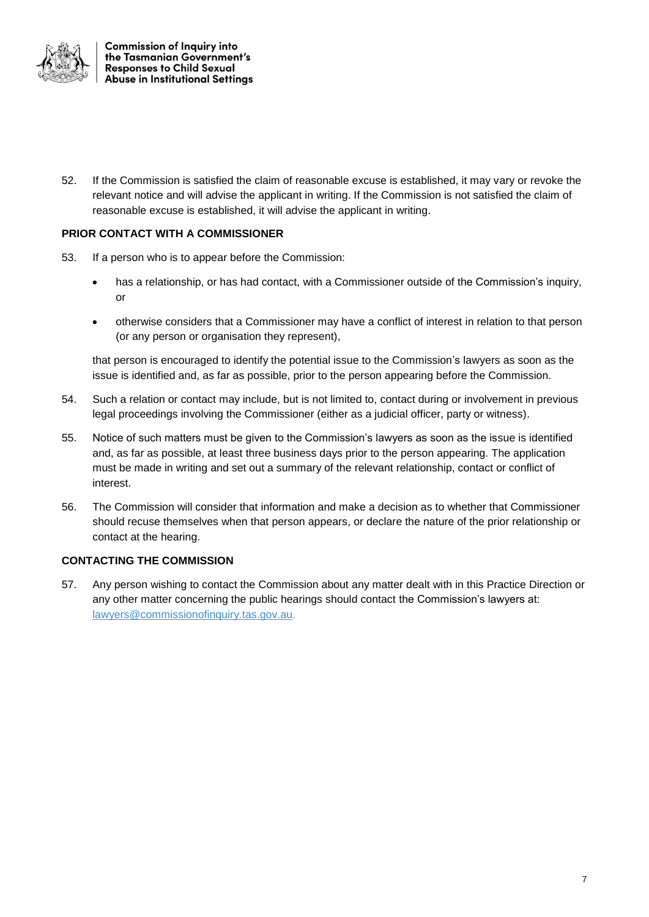52. If the Commission is satisfied the claim of reasonable excuse is established, it may vary or revoke the relevant notice and will advise the applicant in writing. If the Commission is not satisfied the claim of reasonable excuse is established, it will advise the applicant in writing.

**PRIOR CONTACT WITH A COMMISSIONER**

53. If a person who is to appear before the Commission:

    - has a relationship, or has had contact, with a Commissioner outside of the Commission's inquiry, or
    - otherwise considers that a Commissioner may have a conflict of interest in relation to that person (or any person or organisation they represent),

    that person is encouraged to identify the potential issue to the Commission's lawyers as soon as the issue is identified and, as far as possible, prior to the person appearing before the Commission.

54. Such a relation or contact may include, but is not limited to, contact during or involvement in previous legal proceedings involving the Commissioner (either as a judicial officer, party or witness).

55. Notice of such matters must be given to the Commission's lawyers as soon as the issue is identified and, as far as possible, at least three business days prior to the person appearing. The application must be made in writing and set out a summary of the relevant relationship, contact or conflict of interest.

56. The Commission will consider that information and make a decision as to whether that Commissioner should recuse themselves when that person appears, or declare the nature of the prior relationship or contact at the hearing.

**CONTACTING THE COMMISSION**

57. Any person wishing to contact the Commission about any matter dealt with in this Practice Direction or any other matter concerning the public hearings should contact the Commission's lawyers at: lawyers@commissionofinquiry.tas.gov.au.